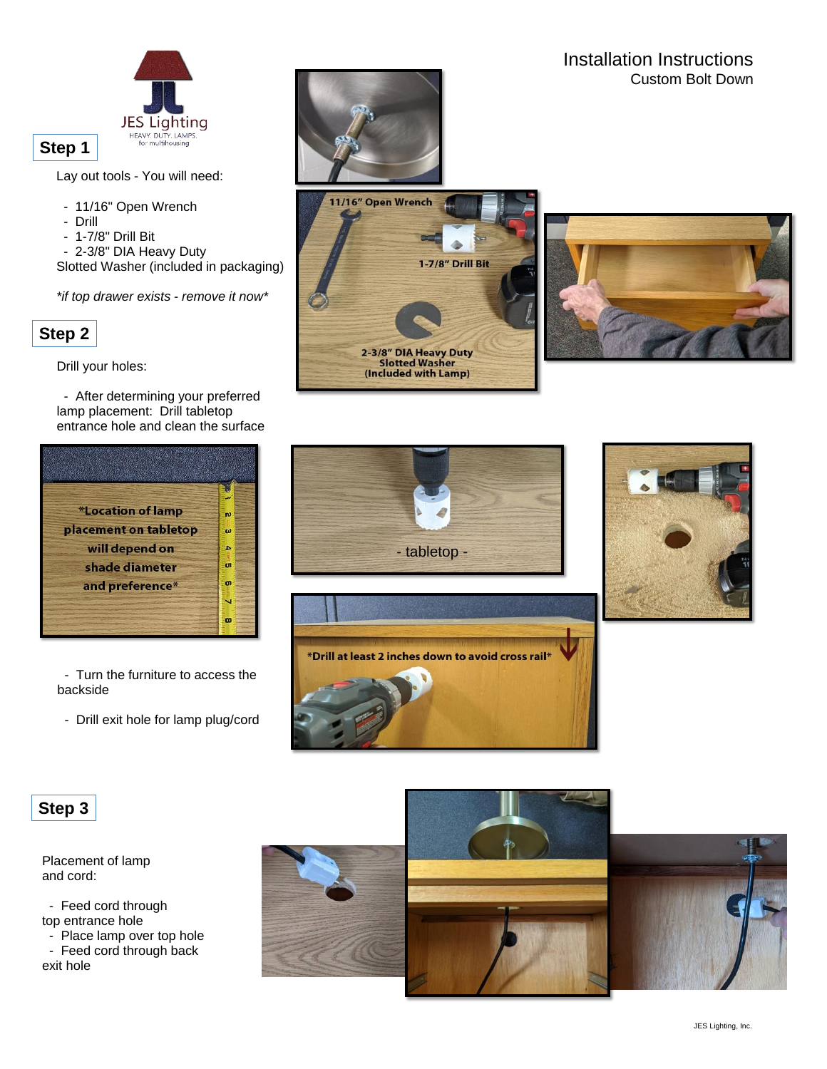# Installation Instructions

## Custom Bolt Down

## Step 1

Lay out tools - You will need:

- 11/16" Open Wrench
- Drill
- 1-7/8" Drill Bit
- 2-3/8" DIA Heavy Duty Slotted Washer (included in packaging)

*\*if top drawer exists - remove it now\**

## Step 2

Drill your holes:

- After determining your preferred lamp placement: Drill tabletop entrance hole and clean the surface

- Turn the furniture to access the backside

- Drill exit hole for lamp plug/cord

## Step 3

Placement of lamp and cord:

- Feed cord through top entrance hole
- Place lamp over top hole
- Feed cord through back exit hole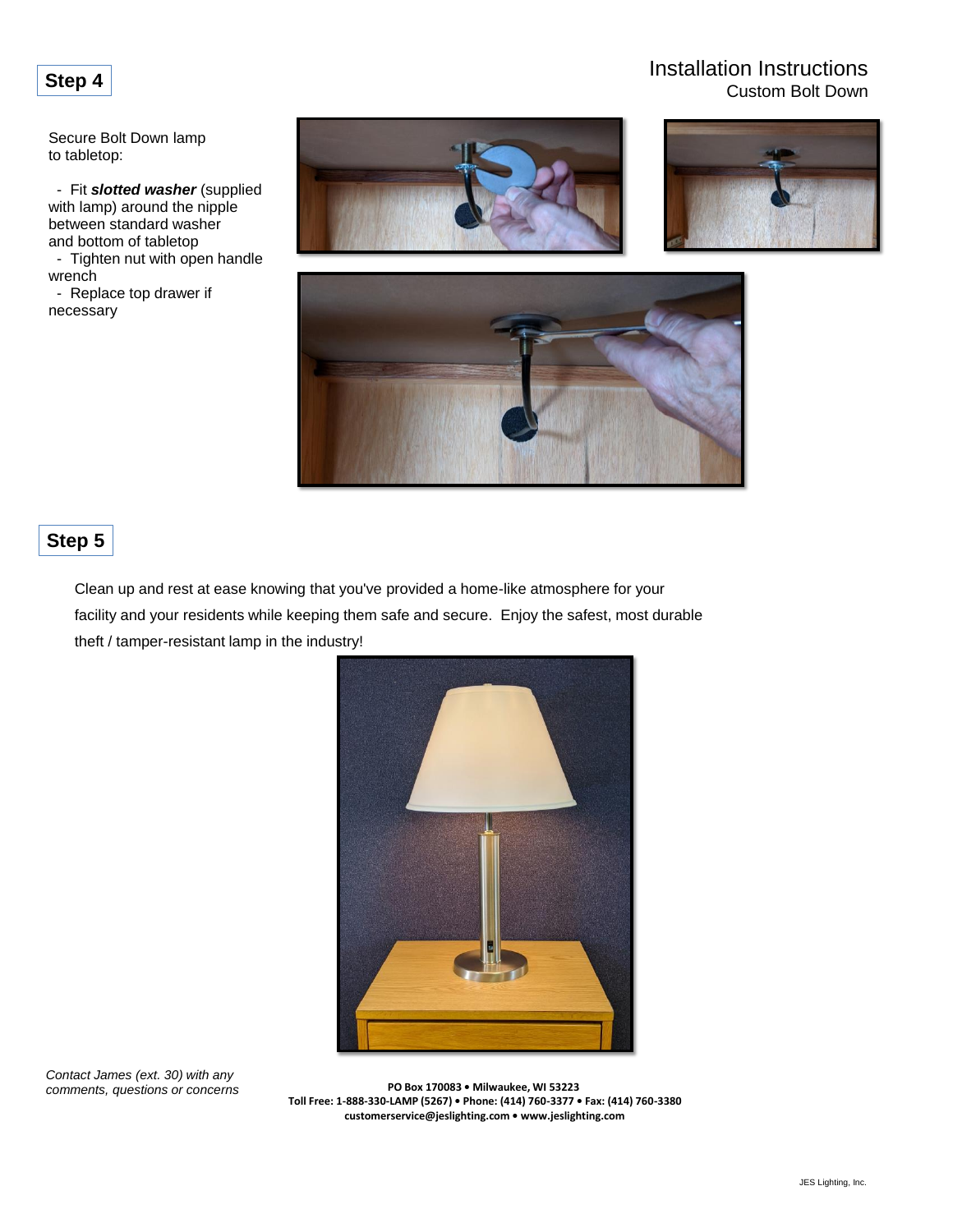# Installation Instructions
Custom Bolt Down

## Step 4

Secure Bolt Down lamp to tabletop:

- Fit ***slotted washer*** (supplied with lamp) around the nipple between standard washer and bottom of tabletop
- Tighten nut with open handle wrench
- Replace top drawer if necessary

## Step 5

Clean up and rest at ease knowing that you've provided a home-like atmosphere for your facility and your residents while keeping them safe and secure. Enjoy the safest, most durable theft / tamper-resistant lamp in the industry!

*Contact James (ext. 30) with any comments, questions or concerns*

**PO Box 170083 • Milwaukee, WI 53223**
**Toll Free: 1-888-330-LAMP (5267) • Phone: (414) 760-3377 • Fax: (414) 760-3380**
**customerservice@jeslighting.com • www.jeslighting.com**

JES Lighting, Inc.